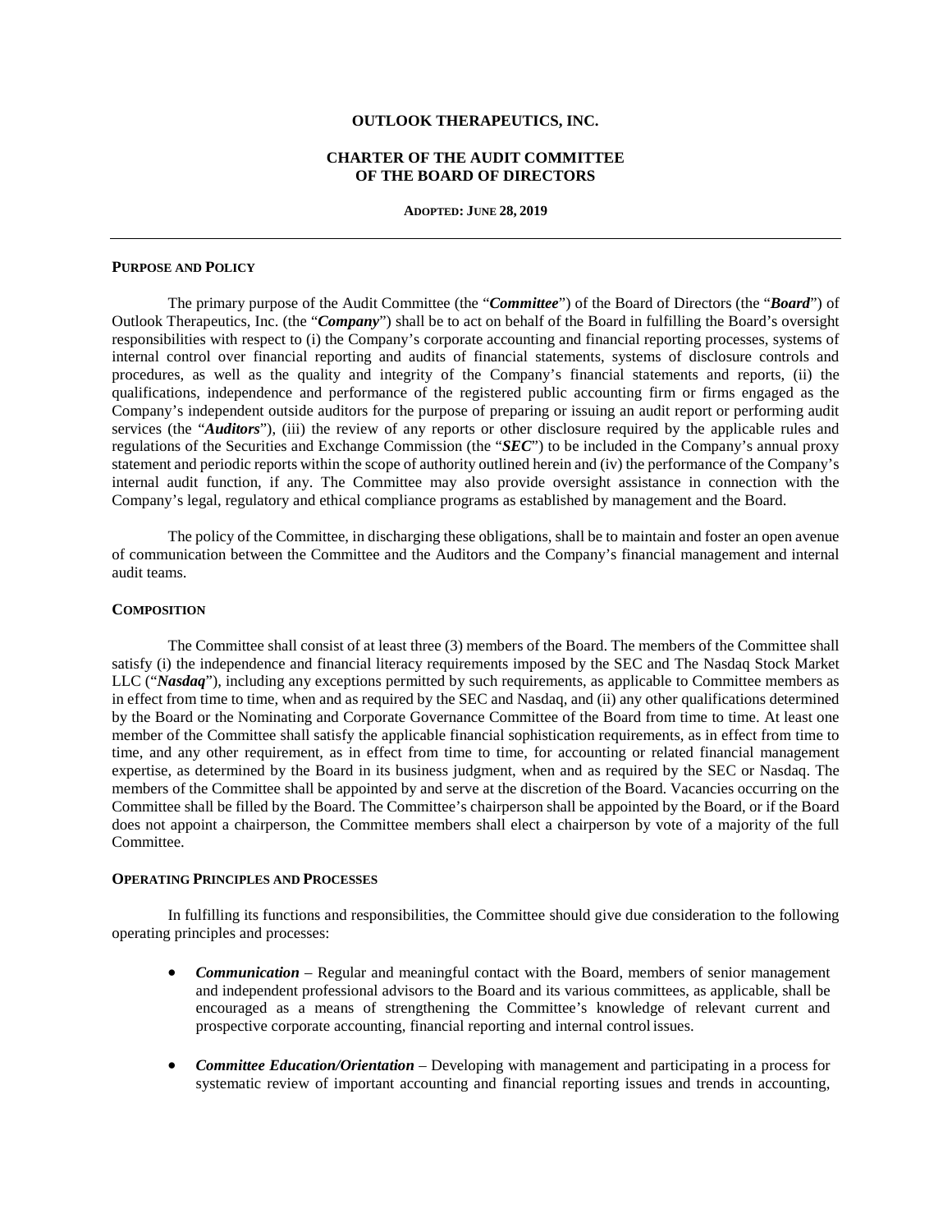# OUTLOOK THERAPEUTICS, INC.

## CHARTER OF THE AUDIT COMMITTEE OF THE BOARD OF DIRECTORS

**ADOPTED: JUNE 28, 2019**

---

### PURPOSE AND POLICY

The primary purpose of the Audit Committee (the "***Committee***") of the Board of Directors (the "***Board***") of Outlook Therapeutics, Inc. (the "***Company***") shall be to act on behalf of the Board in fulfilling the Board's oversight responsibilities with respect to (i) the Company's corporate accounting and financial reporting processes, systems of internal control over financial reporting and audits of financial statements, systems of disclosure controls and procedures, as well as the quality and integrity of the Company's financial statements and reports, (ii) the qualifications, independence and performance of the registered public accounting firm or firms engaged as the Company's independent outside auditors for the purpose of preparing or issuing an audit report or performing audit services (the "***Auditors***"), (iii) the review of any reports or other disclosure required by the applicable rules and regulations of the Securities and Exchange Commission (the "***SEC***") to be included in the Company's annual proxy statement and periodic reports within the scope of authority outlined herein and (iv) the performance of the Company's internal audit function, if any. The Committee may also provide oversight assistance in connection with the Company's legal, regulatory and ethical compliance programs as established by management and the Board.

The policy of the Committee, in discharging these obligations, shall be to maintain and foster an open avenue of communication between the Committee and the Auditors and the Company's financial management and internal audit teams.

### COMPOSITION

The Committee shall consist of at least three (3) members of the Board. The members of the Committee shall satisfy (i) the independence and financial literacy requirements imposed by the SEC and The Nasdaq Stock Market LLC ("***Nasdaq***"), including any exceptions permitted by such requirements, as applicable to Committee members as in effect from time to time, when and as required by the SEC and Nasdaq, and (ii) any other qualifications determined by the Board or the Nominating and Corporate Governance Committee of the Board from time to time. At least one member of the Committee shall satisfy the applicable financial sophistication requirements, as in effect from time to time, and any other requirement, as in effect from time to time, for accounting or related financial management expertise, as determined by the Board in its business judgment, when and as required by the SEC or Nasdaq. The members of the Committee shall be appointed by and serve at the discretion of the Board. Vacancies occurring on the Committee shall be filled by the Board. The Committee's chairperson shall be appointed by the Board, or if the Board does not appoint a chairperson, the Committee members shall elect a chairperson by vote of a majority of the full Committee.

### OPERATING PRINCIPLES AND PROCESSES

In fulfilling its functions and responsibilities, the Committee should give due consideration to the following operating principles and processes:

- ***Communication*** – Regular and meaningful contact with the Board, members of senior management and independent professional advisors to the Board and its various committees, as applicable, shall be encouraged as a means of strengthening the Committee's knowledge of relevant current and prospective corporate accounting, financial reporting and internal control issues.
- ***Committee Education/Orientation*** – Developing with management and participating in a process for systematic review of important accounting and financial reporting issues and trends in accounting,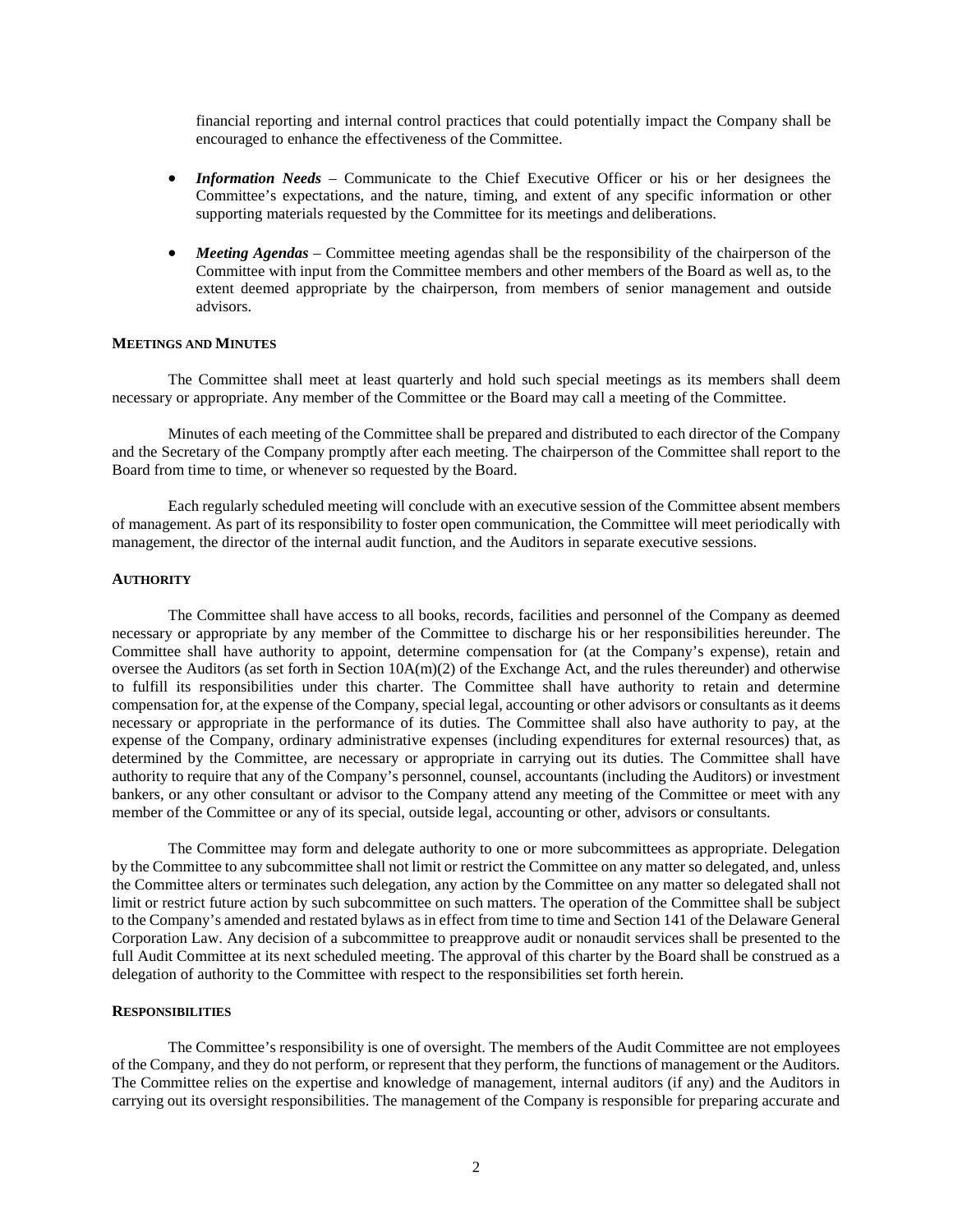financial reporting and internal control practices that could potentially impact the Company shall be encouraged to enhance the effectiveness of the Committee.

- ***Information Needs*** – Communicate to the Chief Executive Officer or his or her designees the Committee's expectations, and the nature, timing, and extent of any specific information or other supporting materials requested by the Committee for its meetings and deliberations.
- ***Meeting Agendas*** – Committee meeting agendas shall be the responsibility of the chairperson of the Committee with input from the Committee members and other members of the Board as well as, to the extent deemed appropriate by the chairperson, from members of senior management and outside advisors.

**MEETINGS AND MINUTES**

The Committee shall meet at least quarterly and hold such special meetings as its members shall deem necessary or appropriate. Any member of the Committee or the Board may call a meeting of the Committee.

Minutes of each meeting of the Committee shall be prepared and distributed to each director of the Company and the Secretary of the Company promptly after each meeting. The chairperson of the Committee shall report to the Board from time to time, or whenever so requested by the Board.

Each regularly scheduled meeting will conclude with an executive session of the Committee absent members of management. As part of its responsibility to foster open communication, the Committee will meet periodically with management, the director of the internal audit function, and the Auditors in separate executive sessions.

**AUTHORITY**

The Committee shall have access to all books, records, facilities and personnel of the Company as deemed necessary or appropriate by any member of the Committee to discharge his or her responsibilities hereunder. The Committee shall have authority to appoint, determine compensation for (at the Company's expense), retain and oversee the Auditors (as set forth in Section 10A(m)(2) of the Exchange Act, and the rules thereunder) and otherwise to fulfill its responsibilities under this charter. The Committee shall have authority to retain and determine compensation for, at the expense of the Company, special legal, accounting or other advisors or consultants as it deems necessary or appropriate in the performance of its duties. The Committee shall also have authority to pay, at the expense of the Company, ordinary administrative expenses (including expenditures for external resources) that, as determined by the Committee, are necessary or appropriate in carrying out its duties. The Committee shall have authority to require that any of the Company's personnel, counsel, accountants (including the Auditors) or investment bankers, or any other consultant or advisor to the Company attend any meeting of the Committee or meet with any member of the Committee or any of its special, outside legal, accounting or other, advisors or consultants.

The Committee may form and delegate authority to one or more subcommittees as appropriate. Delegation by the Committee to any subcommittee shall not limit or restrict the Committee on any matter so delegated, and, unless the Committee alters or terminates such delegation, any action by the Committee on any matter so delegated shall not limit or restrict future action by such subcommittee on such matters. The operation of the Committee shall be subject to the Company's amended and restated bylaws as in effect from time to time and Section 141 of the Delaware General Corporation Law. Any decision of a subcommittee to preapprove audit or nonaudit services shall be presented to the full Audit Committee at its next scheduled meeting. The approval of this charter by the Board shall be construed as a delegation of authority to the Committee with respect to the responsibilities set forth herein.

**RESPONSIBILITIES**

The Committee's responsibility is one of oversight. The members of the Audit Committee are not employees of the Company, and they do not perform, or represent that they perform, the functions of management or the Auditors. The Committee relies on the expertise and knowledge of management, internal auditors (if any) and the Auditors in carrying out its oversight responsibilities. The management of the Company is responsible for preparing accurate and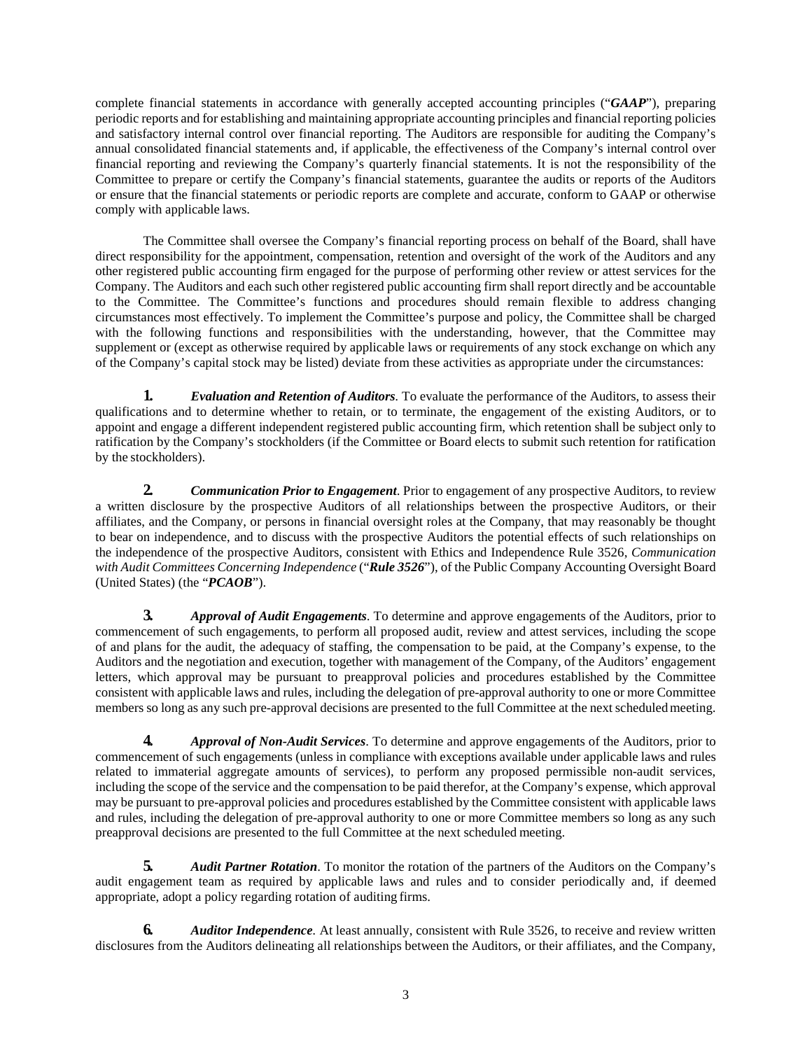complete financial statements in accordance with generally accepted accounting principles ("***GAAP***"), preparing periodic reports and for establishing and maintaining appropriate accounting principles and financial reporting policies and satisfactory internal control over financial reporting. The Auditors are responsible for auditing the Company's annual consolidated financial statements and, if applicable, the effectiveness of the Company's internal control over financial reporting and reviewing the Company's quarterly financial statements. It is not the responsibility of the Committee to prepare or certify the Company's financial statements, guarantee the audits or reports of the Auditors or ensure that the financial statements or periodic reports are complete and accurate, conform to GAAP or otherwise comply with applicable laws.

The Committee shall oversee the Company's financial reporting process on behalf of the Board, shall have direct responsibility for the appointment, compensation, retention and oversight of the work of the Auditors and any other registered public accounting firm engaged for the purpose of performing other review or attest services for the Company. The Auditors and each such other registered public accounting firm shall report directly and be accountable to the Committee. The Committee's functions and procedures should remain flexible to address changing circumstances most effectively. To implement the Committee's purpose and policy, the Committee shall be charged with the following functions and responsibilities with the understanding, however, that the Committee may supplement or (except as otherwise required by applicable laws or requirements of any stock exchange on which any of the Company's capital stock may be listed) deviate from these activities as appropriate under the circumstances:

**1.** ***Evaluation and Retention of Auditors***. To evaluate the performance of the Auditors, to assess their qualifications and to determine whether to retain, or to terminate, the engagement of the existing Auditors, or to appoint and engage a different independent registered public accounting firm, which retention shall be subject only to ratification by the Company's stockholders (if the Committee or Board elects to submit such retention for ratification by the stockholders).

**2.** ***Communication Prior to Engagement***. Prior to engagement of any prospective Auditors, to review a written disclosure by the prospective Auditors of all relationships between the prospective Auditors, or their affiliates, and the Company, or persons in financial oversight roles at the Company, that may reasonably be thought to bear on independence, and to discuss with the prospective Auditors the potential effects of such relationships on the independence of the prospective Auditors, consistent with Ethics and Independence Rule 3526, *Communication with Audit Committees Concerning Independence* ("***Rule 3526***"), of the Public Company Accounting Oversight Board (United States) (the "***PCAOB***").

**3.** ***Approval of Audit Engagements***. To determine and approve engagements of the Auditors, prior to commencement of such engagements, to perform all proposed audit, review and attest services, including the scope of and plans for the audit, the adequacy of staffing, the compensation to be paid, at the Company's expense, to the Auditors and the negotiation and execution, together with management of the Company, of the Auditors' engagement letters, which approval may be pursuant to preapproval policies and procedures established by the Committee consistent with applicable laws and rules, including the delegation of pre-approval authority to one or more Committee members so long as any such pre-approval decisions are presented to the full Committee at the next scheduled meeting.

**4.** ***Approval of Non-Audit Services***. To determine and approve engagements of the Auditors, prior to commencement of such engagements (unless in compliance with exceptions available under applicable laws and rules related to immaterial aggregate amounts of services), to perform any proposed permissible non-audit services, including the scope of the service and the compensation to be paid therefor, at the Company's expense, which approval may be pursuant to pre-approval policies and procedures established by the Committee consistent with applicable laws and rules, including the delegation of pre-approval authority to one or more Committee members so long as any such preapproval decisions are presented to the full Committee at the next scheduled meeting.

**5.** ***Audit Partner Rotation***. To monitor the rotation of the partners of the Auditors on the Company's audit engagement team as required by applicable laws and rules and to consider periodically and, if deemed appropriate, adopt a policy regarding rotation of auditing firms.

**6.** ***Auditor Independence***. At least annually, consistent with Rule 3526, to receive and review written disclosures from the Auditors delineating all relationships between the Auditors, or their affiliates, and the Company,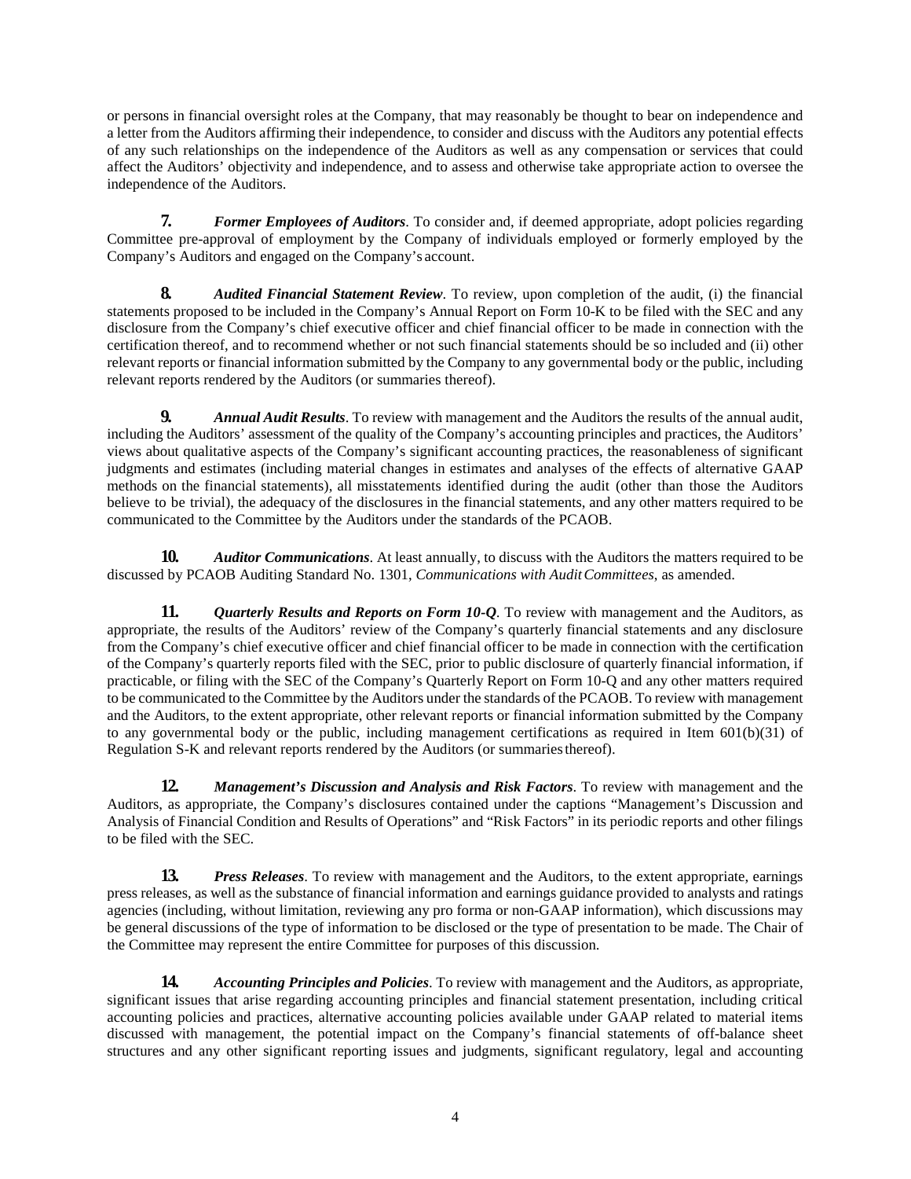or persons in financial oversight roles at the Company, that may reasonably be thought to bear on independence and a letter from the Auditors affirming their independence, to consider and discuss with the Auditors any potential effects of any such relationships on the independence of the Auditors as well as any compensation or services that could affect the Auditors' objectivity and independence, and to assess and otherwise take appropriate action to oversee the independence of the Auditors.

**7.** ***Former Employees of Auditors***. To consider and, if deemed appropriate, adopt policies regarding Committee pre-approval of employment by the Company of individuals employed or formerly employed by the Company's Auditors and engaged on the Company's account.

**8.** ***Audited Financial Statement Review***. To review, upon completion of the audit, (i) the financial statements proposed to be included in the Company's Annual Report on Form 10-K to be filed with the SEC and any disclosure from the Company's chief executive officer and chief financial officer to be made in connection with the certification thereof, and to recommend whether or not such financial statements should be so included and (ii) other relevant reports or financial information submitted by the Company to any governmental body or the public, including relevant reports rendered by the Auditors (or summaries thereof).

**9.** ***Annual Audit Results***. To review with management and the Auditors the results of the annual audit, including the Auditors' assessment of the quality of the Company's accounting principles and practices, the Auditors' views about qualitative aspects of the Company's significant accounting practices, the reasonableness of significant judgments and estimates (including material changes in estimates and analyses of the effects of alternative GAAP methods on the financial statements), all misstatements identified during the audit (other than those the Auditors believe to be trivial), the adequacy of the disclosures in the financial statements, and any other matters required to be communicated to the Committee by the Auditors under the standards of the PCAOB.

**10.** ***Auditor Communications***. At least annually, to discuss with the Auditors the matters required to be discussed by PCAOB Auditing Standard No. 1301, *Communications with Audit Committees*, as amended.

**11.** ***Quarterly Results and Reports on Form 10-Q***. To review with management and the Auditors, as appropriate, the results of the Auditors' review of the Company's quarterly financial statements and any disclosure from the Company's chief executive officer and chief financial officer to be made in connection with the certification of the Company's quarterly reports filed with the SEC, prior to public disclosure of quarterly financial information, if practicable, or filing with the SEC of the Company's Quarterly Report on Form 10-Q and any other matters required to be communicated to the Committee by the Auditors under the standards of the PCAOB. To review with management and the Auditors, to the extent appropriate, other relevant reports or financial information submitted by the Company to any governmental body or the public, including management certifications as required in Item 601(b)(31) of Regulation S-K and relevant reports rendered by the Auditors (or summaries thereof).

**12.** ***Management's Discussion and Analysis and Risk Factors***. To review with management and the Auditors, as appropriate, the Company's disclosures contained under the captions "Management's Discussion and Analysis of Financial Condition and Results of Operations" and "Risk Factors" in its periodic reports and other filings to be filed with the SEC.

**13.** ***Press Releases***. To review with management and the Auditors, to the extent appropriate, earnings press releases, as well as the substance of financial information and earnings guidance provided to analysts and ratings agencies (including, without limitation, reviewing any pro forma or non-GAAP information), which discussions may be general discussions of the type of information to be disclosed or the type of presentation to be made. The Chair of the Committee may represent the entire Committee for purposes of this discussion.

**14.** ***Accounting Principles and Policies***. To review with management and the Auditors, as appropriate, significant issues that arise regarding accounting principles and financial statement presentation, including critical accounting policies and practices, alternative accounting policies available under GAAP related to material items discussed with management, the potential impact on the Company's financial statements of off-balance sheet structures and any other significant reporting issues and judgments, significant regulatory, legal and accounting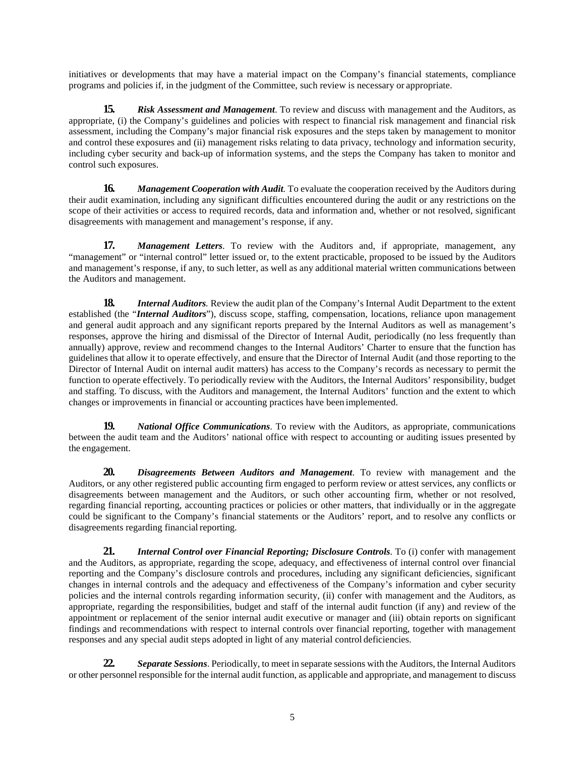initiatives or developments that may have a material impact on the Company's financial statements, compliance programs and policies if, in the judgment of the Committee, such review is necessary or appropriate.

**15.** ***Risk Assessment and Management***. To review and discuss with management and the Auditors, as appropriate, (i) the Company's guidelines and policies with respect to financial risk management and financial risk assessment, including the Company's major financial risk exposures and the steps taken by management to monitor and control these exposures and (ii) management risks relating to data privacy, technology and information security, including cyber security and back-up of information systems, and the steps the Company has taken to monitor and control such exposures.

**16.** ***Management Cooperation with Audit.*** To evaluate the cooperation received by the Auditors during their audit examination, including any significant difficulties encountered during the audit or any restrictions on the scope of their activities or access to required records, data and information and, whether or not resolved, significant disagreements with management and management's response, if any.

**17.** ***Management Letters***. To review with the Auditors and, if appropriate, management, any "management" or "internal control" letter issued or, to the extent practicable, proposed to be issued by the Auditors and management's response, if any, to such letter, as well as any additional material written communications between the Auditors and management.

**18.** ***Internal Auditors.*** Review the audit plan of the Company's Internal Audit Department to the extent established (the "***Internal Auditors***"), discuss scope, staffing, compensation, locations, reliance upon management and general audit approach and any significant reports prepared by the Internal Auditors as well as management's responses, approve the hiring and dismissal of the Director of Internal Audit, periodically (no less frequently than annually) approve, review and recommend changes to the Internal Auditors' Charter to ensure that the function has guidelines that allow it to operate effectively, and ensure that the Director of Internal Audit (and those reporting to the Director of Internal Audit on internal audit matters) has access to the Company's records as necessary to permit the function to operate effectively. To periodically review with the Auditors, the Internal Auditors' responsibility, budget and staffing. To discuss, with the Auditors and management, the Internal Auditors' function and the extent to which changes or improvements in financial or accounting practices have been implemented.

**19.** ***National Office Communications***. To review with the Auditors, as appropriate, communications between the audit team and the Auditors' national office with respect to accounting or auditing issues presented by the engagement.

**20.** ***Disagreements Between Auditors and Management***. To review with management and the Auditors, or any other registered public accounting firm engaged to perform review or attest services, any conflicts or disagreements between management and the Auditors, or such other accounting firm, whether or not resolved, regarding financial reporting, accounting practices or policies or other matters, that individually or in the aggregate could be significant to the Company's financial statements or the Auditors' report, and to resolve any conflicts or disagreements regarding financial reporting.

**21.** ***Internal Control over Financial Reporting; Disclosure Controls***. To (i) confer with management and the Auditors, as appropriate, regarding the scope, adequacy, and effectiveness of internal control over financial reporting and the Company's disclosure controls and procedures, including any significant deficiencies, significant changes in internal controls and the adequacy and effectiveness of the Company's information and cyber security policies and the internal controls regarding information security, (ii) confer with management and the Auditors, as appropriate, regarding the responsibilities, budget and staff of the internal audit function (if any) and review of the appointment or replacement of the senior internal audit executive or manager and (iii) obtain reports on significant findings and recommendations with respect to internal controls over financial reporting, together with management responses and any special audit steps adopted in light of any material control deficiencies.

**22.** ***Separate Sessions***. Periodically, to meet in separate sessions with the Auditors, the Internal Auditors or other personnel responsible for the internal audit function, as applicable and appropriate, and management to discuss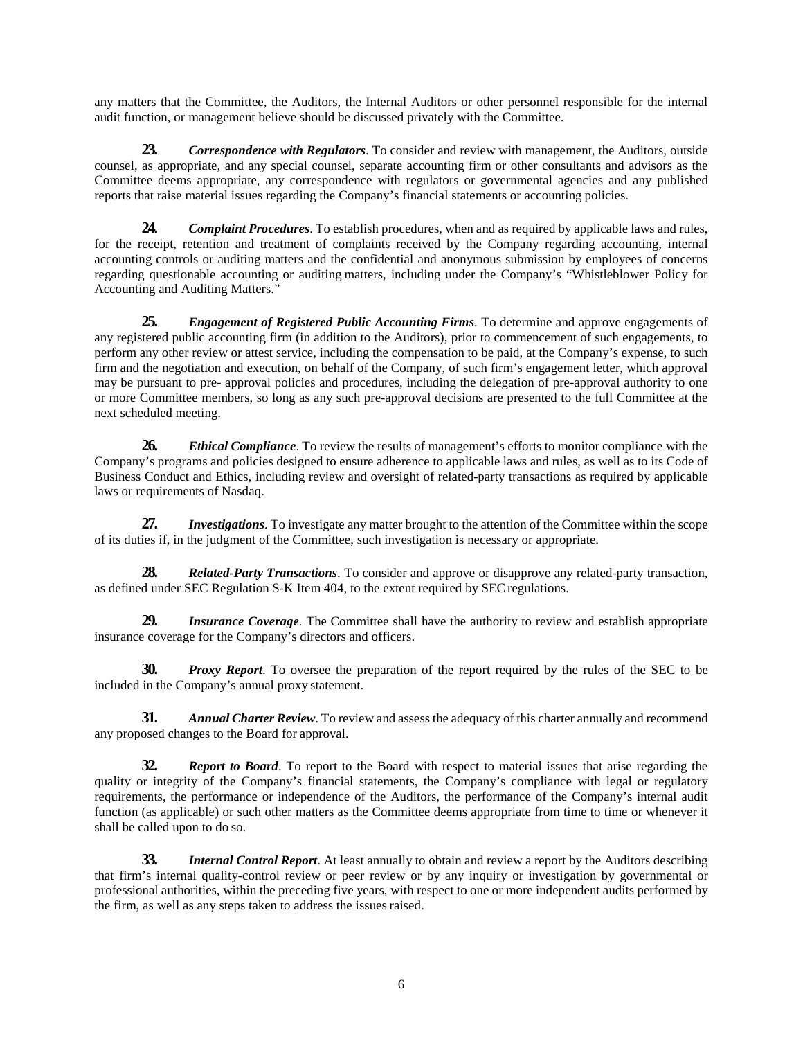any matters that the Committee, the Auditors, the Internal Auditors or other personnel responsible for the internal audit function, or management believe should be discussed privately with the Committee.

**23.** ***Correspondence with Regulators***. To consider and review with management, the Auditors, outside counsel, as appropriate, and any special counsel, separate accounting firm or other consultants and advisors as the Committee deems appropriate, any correspondence with regulators or governmental agencies and any published reports that raise material issues regarding the Company's financial statements or accounting policies.

**24.** ***Complaint Procedures***. To establish procedures, when and as required by applicable laws and rules, for the receipt, retention and treatment of complaints received by the Company regarding accounting, internal accounting controls or auditing matters and the confidential and anonymous submission by employees of concerns regarding questionable accounting or auditing matters, including under the Company's "Whistleblower Policy for Accounting and Auditing Matters."

**25.** ***Engagement of Registered Public Accounting Firms***. To determine and approve engagements of any registered public accounting firm (in addition to the Auditors), prior to commencement of such engagements, to perform any other review or attest service, including the compensation to be paid, at the Company's expense, to such firm and the negotiation and execution, on behalf of the Company, of such firm's engagement letter, which approval may be pursuant to pre- approval policies and procedures, including the delegation of pre-approval authority to one or more Committee members, so long as any such pre-approval decisions are presented to the full Committee at the next scheduled meeting.

**26.** ***Ethical Compliance***. To review the results of management's efforts to monitor compliance with the Company's programs and policies designed to ensure adherence to applicable laws and rules, as well as to its Code of Business Conduct and Ethics, including review and oversight of related-party transactions as required by applicable laws or requirements of Nasdaq.

**27.** ***Investigations***. To investigate any matter brought to the attention of the Committee within the scope of its duties if, in the judgment of the Committee, such investigation is necessary or appropriate.

**28.** ***Related-Party Transactions***. To consider and approve or disapprove any related-party transaction, as defined under SEC Regulation S-K Item 404, to the extent required by SEC regulations.

**29.** ***Insurance Coverage***. The Committee shall have the authority to review and establish appropriate insurance coverage for the Company's directors and officers.

**30.** ***Proxy Report***. To oversee the preparation of the report required by the rules of the SEC to be included in the Company's annual proxy statement.

**31.** ***Annual Charter Review***. To review and assess the adequacy of this charter annually and recommend any proposed changes to the Board for approval.

**32.** ***Report to Board***. To report to the Board with respect to material issues that arise regarding the quality or integrity of the Company's financial statements, the Company's compliance with legal or regulatory requirements, the performance or independence of the Auditors, the performance of the Company's internal audit function (as applicable) or such other matters as the Committee deems appropriate from time to time or whenever it shall be called upon to do so.

**33.** ***Internal Control Report***. At least annually to obtain and review a report by the Auditors describing that firm's internal quality-control review or peer review or by any inquiry or investigation by governmental or professional authorities, within the preceding five years, with respect to one or more independent audits performed by the firm, as well as any steps taken to address the issues raised.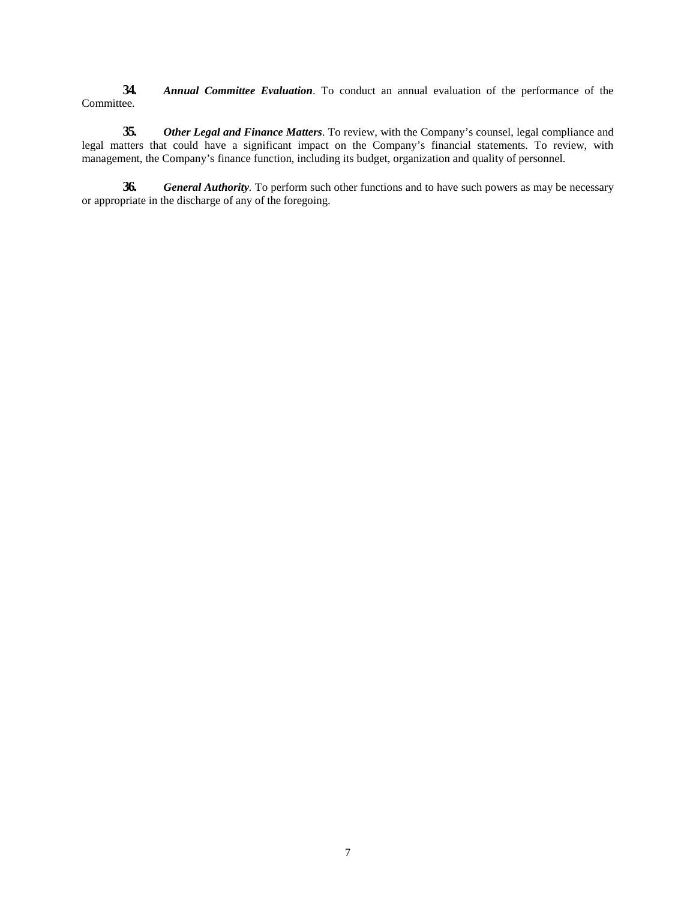**34.** ***Annual Committee Evaluation***. To conduct an annual evaluation of the performance of the Committee.

**35.** ***Other Legal and Finance Matters***. To review, with the Company's counsel, legal compliance and legal matters that could have a significant impact on the Company's financial statements. To review, with management, the Company's finance function, including its budget, organization and quality of personnel.

**36.** ***General Authority***. To perform such other functions and to have such powers as may be necessary or appropriate in the discharge of any of the foregoing.